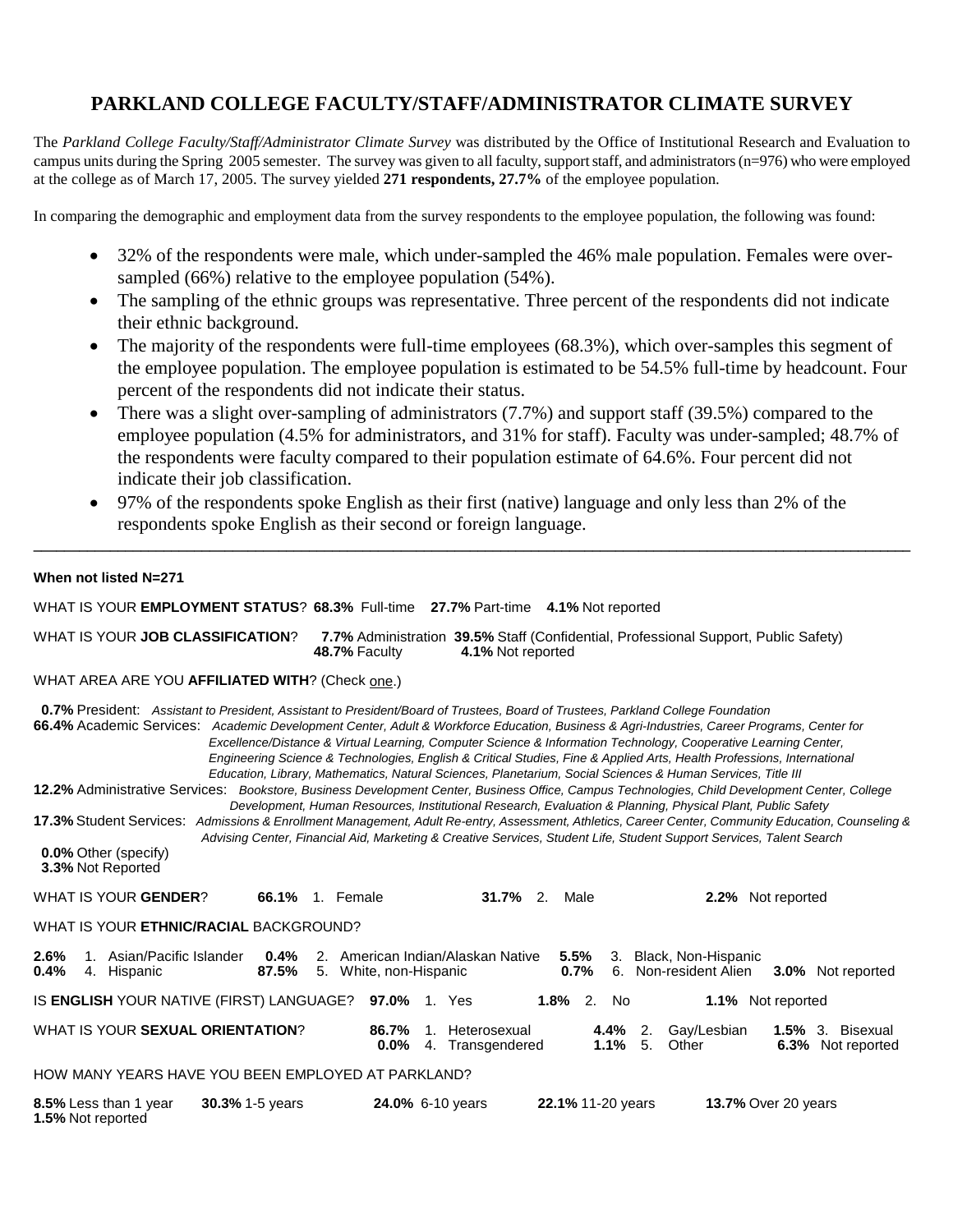# PARKLAND COLLEGE FACULTY/STAFF/ADMINISTRATOR CLIMATE SURVEY

The *Parkland College Faculty/Staff/Administrator Climate Survey* was distributed by the Office of Institutional Research and Evaluation to campus units during the Spring 2005 semester. The survey was given to all faculty, support staff, and administrators (n=976) who were employed at the college as of March 17, 2005. The survey yielded **271 respondents, 27.7%** of the employee population.

In comparing the demographic and employment data from the survey respondents to the employee population, the following was found:

- 32% of the respondents were male, which under-sampled the 46% male population. Females were over-sampled (66%) relative to the employee population (54%).
- The sampling of the ethnic groups was representative. Three percent of the respondents did not indicate their ethnic background.
- The majority of the respondents were full-time employees (68.3%), which over-samples this segment of the employee population. The employee population is estimated to be 54.5% full-time by headcount. Four percent of the respondents did not indicate their status.
- There was a slight over-sampling of administrators (7.7%) and support staff (39.5%) compared to the employee population (4.5% for administrators, and 31% for staff). Faculty was under-sampled; 48.7% of the respondents were faculty compared to their population estimate of 64.6%. Four percent did not indicate their job classification.
- 97% of the respondents spoke English as their first (native) language and only less than 2% of the respondents spoke English as their second or foreign language.

---

**When not listed N=271**

WHAT IS YOUR **EMPLOYMENT STATUS**? **68.3%** Full-time **27.7%** Part-time **4.1%** Not reported

WHAT IS YOUR **JOB CLASSIFICATION**? **7.7%** Administration **39.5%** Staff (Confidential, Professional Support, Public Safety) **48.7%** Faculty **4.1%** Not reported

WHAT AREA ARE YOU **AFFILIATED WITH**? (Check one.)

**0.7%** President: *Assistant to President, Assistant to President/Board of Trustees, Board of Trustees, Parkland College Foundation*

**66.4%** Academic Services: *Academic Development Center, Adult & Workforce Education, Business & Agri-Industries, Career Programs, Center for Excellence/Distance & Virtual Learning, Computer Science & Information Technology, Cooperative Learning Center, Engineering Science & Technologies, English & Critical Studies, Fine & Applied Arts, Health Professions, International Education, Library, Mathematics, Natural Sciences, Planetarium, Social Sciences & Human Services, Title III*

**12.2%** Administrative Services: *Bookstore, Business Development Center, Business Office, Campus Technologies, Child Development Center, College Development, Human Resources, Institutional Research, Evaluation & Planning, Physical Plant, Public Safety*

**17.3%** Student Services: *Admissions & Enrollment Management, Adult Re-entry, Assessment, Athletics, Career Center, Community Education, Counseling & Advising Center, Financial Aid, Marketing & Creative Services, Student Life, Student Support Services, Talent Search*

**0.0%** Other (specify)

**3.3%** Not Reported

WHAT IS YOUR **GENDER**? **66.1%** 1. Female **31.7%** 2. Male **2.2%** Not reported

WHAT IS YOUR **ETHNIC/RACIAL** BACKGROUND?

**2.6%** 1. Asian/Pacific Islander **0.4%** 2. American Indian/Alaskan Native **5.5%** 3. Black, Non-Hispanic
**0.4%** 4. Hispanic **87.5%** 5. White, non-Hispanic **0.7%** 6. Non-resident Alien **3.0%** Not reported

IS **ENGLISH** YOUR NATIVE (FIRST) LANGUAGE? **97.0%** 1. Yes **1.8%** 2. No **1.1%** Not reported

WHAT IS YOUR **SEXUAL ORIENTATION**? **86.7%** 1. Heterosexual **4.4%** 2. Gay/Lesbian **1.5%** 3. Bisexual
**0.0%** 4. Transgendered **1.1%** 5. Other **6.3%** Not reported

HOW MANY YEARS HAVE YOU BEEN EMPLOYED AT PARKLAND?

**8.5%** Less than 1 year **30.3%** 1-5 years **24.0%** 6-10 years **22.1%** 11-20 years **13.7%** Over 20 years
**1.5%** Not reported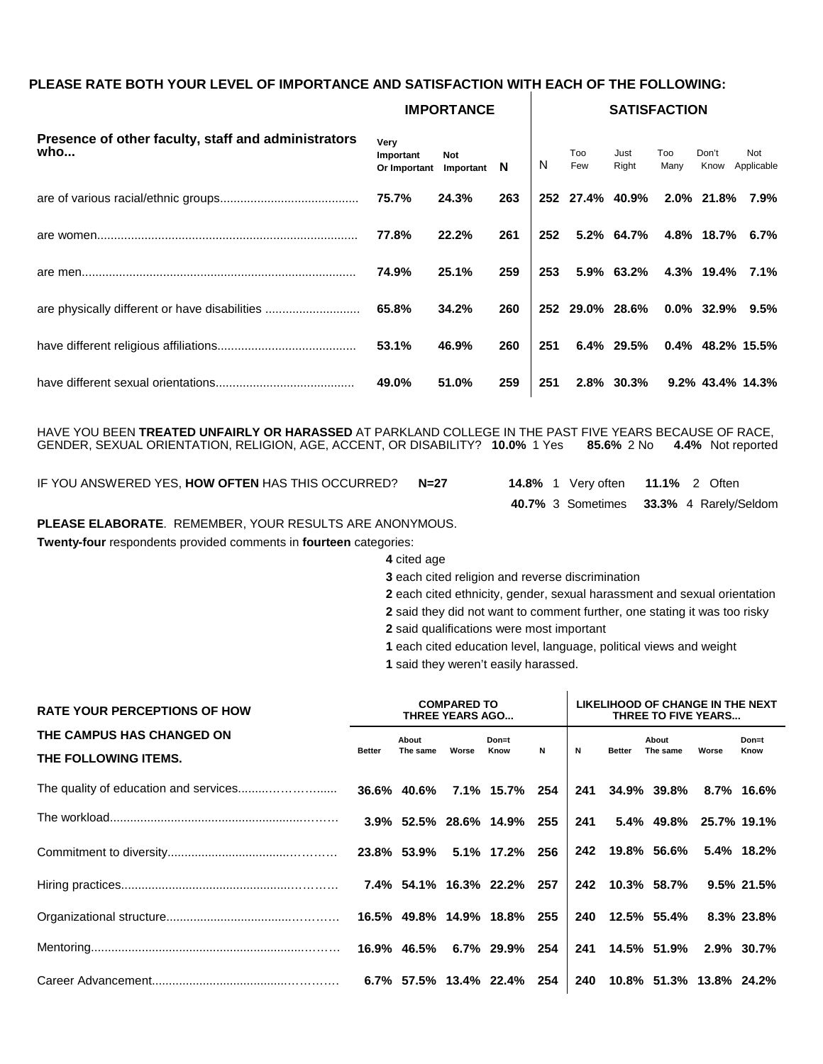**PLEASE RATE BOTH YOUR LEVEL OF IMPORTANCE AND SATISFACTION WITH EACH OF THE FOLLOWING:**

| Presence of other faculty, staff and administrators who... | IMPORTANCE | | | SATISFACTION | | | | | |
|---|---|---|---|---|---|---|---|---|---|
| | Very Important Or Important | Not Important | N | N | Too Few | Just Right | Too Many | Don't Know | Not Applicable |
| are of various racial/ethnic groups | **75.7%** | **24.3%** | **263** | **252** | **27.4%** | **40.9%** | **2.0%** | **21.8%** | **7.9%** |
| are women | **77.8%** | **22.2%** | **261** | **252** | **5.2%** | **64.7%** | **4.8%** | **18.7%** | **6.7%** |
| are men | **74.9%** | **25.1%** | **259** | **253** | **5.9%** | **63.2%** | **4.3%** | **19.4%** | **7.1%** |
| are physically different or have disabilities | **65.8%** | **34.2%** | **260** | **252** | **29.0%** | **28.6%** | **0.0%** | **32.9%** | **9.5%** |
| have different religious affiliations | **53.1%** | **46.9%** | **260** | **251** | **6.4%** | **29.5%** | **0.4%** | **48.2%** | **15.5%** |
| have different sexual orientations | **49.0%** | **51.0%** | **259** | **251** | **2.8%** | **30.3%** | **9.2%** | **43.4%** | **14.3%** |

HAVE YOU BEEN **TREATED UNFAIRLY OR HARASSED** AT PARKLAND COLLEGE IN THE PAST FIVE YEARS BECAUSE OF RACE, GENDER, SEXUAL ORIENTATION, RELIGION, AGE, ACCENT, OR DISABILITY? **10.0%** 1 Yes **85.6%** 2 No **4.4%** Not reported

IF YOU ANSWERED YES, **HOW OFTEN** HAS THIS OCCURRED? **N=27** **14.8%** 1 Very often **11.1%** 2 Often **40.7%** 3 Sometimes **33.3%** 4 Rarely/Seldom

**PLEASE ELABORATE**. REMEMBER, YOUR RESULTS ARE ANONYMOUS.

**Twenty-four** respondents provided comments in **fourteen** categories:

- **4** cited age
- **3** each cited religion and reverse discrimination
- **2** each cited ethnicity, gender, sexual harassment and sexual orientation
- **2** said they did not want to comment further, one stating it was too risky
- **2** said qualifications were most important
- **1** each cited education level, language, political views and weight
- **1** said they weren't easily harassed.

| RATE YOUR PERCEPTIONS OF HOW THE CAMPUS HAS CHANGED ON THE FOLLOWING ITEMS. | COMPARED TO THREE YEARS AGO... | | | | | LIKELIHOOD OF CHANGE IN THE NEXT THREE TO FIVE YEARS... | | | | |
|---|---|---|---|---|---|---|---|---|---|---|
| | Better | About The same | Worse | Don=t Know | N | N | Better | About The same | Worse | Don=t Know |
| The quality of education and services | **36.6%** | **40.6%** | **7.1%** | **15.7%** | **254** | **241** | **34.9%** | **39.8%** | **8.7%** | **16.6%** |
| The workload | **3.9%** | **52.5%** | **28.6%** | **14.9%** | **255** | **241** | **5.4%** | **49.8%** | **25.7%** | **19.1%** |
| Commitment to diversity | **23.8%** | **53.9%** | **5.1%** | **17.2%** | **256** | **242** | **19.8%** | **56.6%** | **5.4%** | **18.2%** |
| Hiring practices | **7.4%** | **54.1%** | **16.3%** | **22.2%** | **257** | **242** | **10.3%** | **58.7%** | **9.5%** | **21.5%** |
| Organizational structure | **16.5%** | **49.8%** | **14.9%** | **18.8%** | **255** | **240** | **12.5%** | **55.4%** | **8.3%** | **23.8%** |
| Mentoring | **16.9%** | **46.5%** | **6.7%** | **29.9%** | **254** | **241** | **14.5%** | **51.9%** | **2.9%** | **30.7%** |
| Career Advancement | **6.7%** | **57.5%** | **13.4%** | **22.4%** | **254** | **240** | **10.8%** | **51.3%** | **13.8%** | **24.2%** |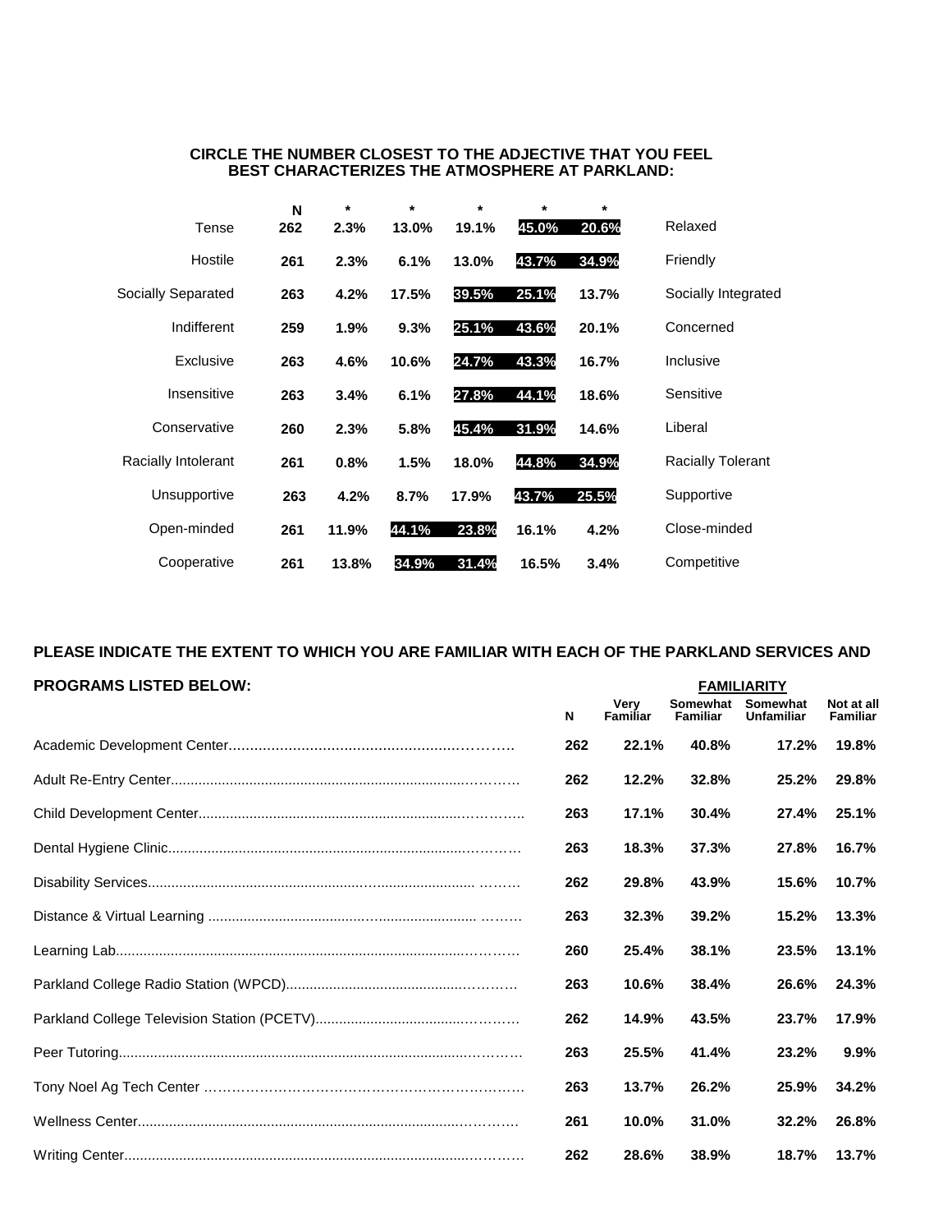**CIRCLE THE NUMBER CLOSEST TO THE ADJECTIVE THAT YOU FEEL BEST CHARACTERIZES THE ATMOSPHERE AT PARKLAND:**

| | N | * | * | * | * | * | |
|---|---|---|---|---|---|---|---|
| Tense | 262 | 2.3% | 13.0% | 19.1% | 45.0% | 20.6% | Relaxed |
| Hostile | 261 | 2.3% | 6.1% | 13.0% | 43.7% | 34.9% | Friendly |
| Socially Separated | 263 | 4.2% | 17.5% | 39.5% | 25.1% | 13.7% | Socially Integrated |
| Indifferent | 259 | 1.9% | 9.3% | 25.1% | 43.6% | 20.1% | Concerned |
| Exclusive | 263 | 4.6% | 10.6% | 24.7% | 43.3% | 16.7% | Inclusive |
| Insensitive | 263 | 3.4% | 6.1% | 27.8% | 44.1% | 18.6% | Sensitive |
| Conservative | 260 | 2.3% | 5.8% | 45.4% | 31.9% | 14.6% | Liberal |
| Racially Intolerant | 261 | 0.8% | 1.5% | 18.0% | 44.8% | 34.9% | Racially Tolerant |
| Unsupportive | 263 | 4.2% | 8.7% | 17.9% | 43.7% | 25.5% | Supportive |
| Open-minded | 261 | 11.9% | 44.1% | 23.8% | 16.1% | 4.2% | Close-minded |
| Cooperative | 261 | 13.8% | 34.9% | 31.4% | 16.5% | 3.4% | Competitive |

**PLEASE INDICATE THE EXTENT TO WHICH YOU ARE FAMILIAR WITH EACH OF THE PARKLAND SERVICES AND PROGRAMS LISTED BELOW:**

| | | FAMILIARITY | | | |
|---|---|---|---|---|---|
| | N | Very Familiar | Somewhat Familiar | Somewhat Unfamiliar | Not at all Familiar |
| Academic Development Center | 262 | 22.1% | 40.8% | 17.2% | 19.8% |
| Adult Re-Entry Center | 262 | 12.2% | 32.8% | 25.2% | 29.8% |
| Child Development Center | 263 | 17.1% | 30.4% | 27.4% | 25.1% |
| Dental Hygiene Clinic | 263 | 18.3% | 37.3% | 27.8% | 16.7% |
| Disability Services | 262 | 29.8% | 43.9% | 15.6% | 10.7% |
| Distance & Virtual Learning | 263 | 32.3% | 39.2% | 15.2% | 13.3% |
| Learning Lab | 260 | 25.4% | 38.1% | 23.5% | 13.1% |
| Parkland College Radio Station (WPCD) | 263 | 10.6% | 38.4% | 26.6% | 24.3% |
| Parkland College Television Station (PCETV) | 262 | 14.9% | 43.5% | 23.7% | 17.9% |
| Peer Tutoring | 263 | 25.5% | 41.4% | 23.2% | 9.9% |
| Tony Noel Ag Tech Center | 263 | 13.7% | 26.2% | 25.9% | 34.2% |
| Wellness Center | 261 | 10.0% | 31.0% | 32.2% | 26.8% |
| Writing Center | 262 | 28.6% | 38.9% | 18.7% | 13.7% |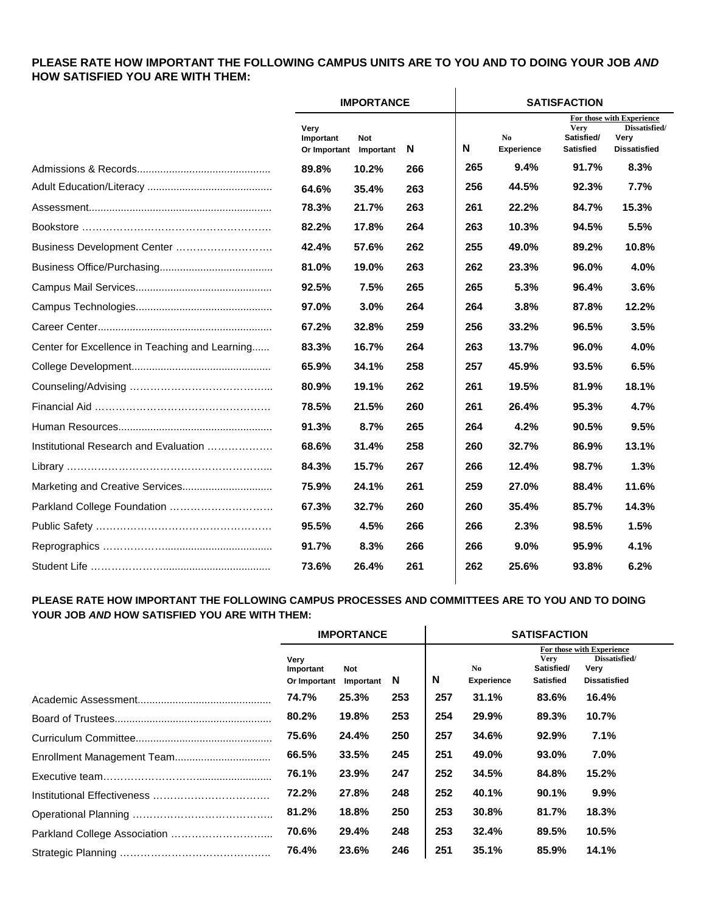**PLEASE RATE HOW IMPORTANT THE FOLLOWING CAMPUS UNITS ARE TO YOU AND TO DOING YOUR JOB *AND* HOW SATISFIED YOU ARE WITH THEM:**

| | IMPORTANCE | | | SATISFACTION | | | |
|---|---|---|---|---|---|---|---|
| | | | | | | For those with Experience | |
| | Very Important Or Important | Not Important | N | N | No Experience | Very Satisfied/ Satisfied | Dissatisfied/ Very Dissatisfied |
| Admissions & Records | 89.8% | 10.2% | 266 | 265 | 9.4% | 91.7% | 8.3% |
| Adult Education/Literacy | 64.6% | 35.4% | 263 | 256 | 44.5% | 92.3% | 7.7% |
| Assessment | 78.3% | 21.7% | 263 | 261 | 22.2% | 84.7% | 15.3% |
| Bookstore | 82.2% | 17.8% | 264 | 263 | 10.3% | 94.5% | 5.5% |
| Business Development Center | 42.4% | 57.6% | 262 | 255 | 49.0% | 89.2% | 10.8% |
| Business Office/Purchasing | 81.0% | 19.0% | 263 | 262 | 23.3% | 96.0% | 4.0% |
| Campus Mail Services | 92.5% | 7.5% | 265 | 265 | 5.3% | 96.4% | 3.6% |
| Campus Technologies | 97.0% | 3.0% | 264 | 264 | 3.8% | 87.8% | 12.2% |
| Career Center | 67.2% | 32.8% | 259 | 256 | 33.2% | 96.5% | 3.5% |
| Center for Excellence in Teaching and Learning | 83.3% | 16.7% | 264 | 263 | 13.7% | 96.0% | 4.0% |
| College Development | 65.9% | 34.1% | 258 | 257 | 45.9% | 93.5% | 6.5% |
| Counseling/Advising | 80.9% | 19.1% | 262 | 261 | 19.5% | 81.9% | 18.1% |
| Financial Aid | 78.5% | 21.5% | 260 | 261 | 26.4% | 95.3% | 4.7% |
| Human Resources | 91.3% | 8.7% | 265 | 264 | 4.2% | 90.5% | 9.5% |
| Institutional Research and Evaluation | 68.6% | 31.4% | 258 | 260 | 32.7% | 86.9% | 13.1% |
| Library | 84.3% | 15.7% | 267 | 266 | 12.4% | 98.7% | 1.3% |
| Marketing and Creative Services | 75.9% | 24.1% | 261 | 259 | 27.0% | 88.4% | 11.6% |
| Parkland College Foundation | 67.3% | 32.7% | 260 | 260 | 35.4% | 85.7% | 14.3% |
| Public Safety | 95.5% | 4.5% | 266 | 266 | 2.3% | 98.5% | 1.5% |
| Reprographics | 91.7% | 8.3% | 266 | 266 | 9.0% | 95.9% | 4.1% |
| Student Life | 73.6% | 26.4% | 261 | 262 | 25.6% | 93.8% | 6.2% |

**PLEASE RATE HOW IMPORTANT THE FOLLOWING CAMPUS PROCESSES AND COMMITTEES ARE TO YOU AND TO DOING YOUR JOB *AND* HOW SATISFIED YOU ARE WITH THEM:**

| | IMPORTANCE | | | SATISFACTION | | | |
|---|---|---|---|---|---|---|---|
| | | | | | | For those with Experience | |
| | Very Important Or Important | Not Important | N | N | No Experience | Very Satisfied/ Satisfied | Dissatisfied/ Very Dissatisfied |
| Academic Assessment | 74.7% | 25.3% | 253 | 257 | 31.1% | 83.6% | 16.4% |
| Board of Trustees | 80.2% | 19.8% | 253 | 254 | 29.9% | 89.3% | 10.7% |
| Curriculum Committee | 75.6% | 24.4% | 250 | 257 | 34.6% | 92.9% | 7.1% |
| Enrollment Management Team | 66.5% | 33.5% | 245 | 251 | 49.0% | 93.0% | 7.0% |
| Executive team | 76.1% | 23.9% | 247 | 252 | 34.5% | 84.8% | 15.2% |
| Institutional Effectiveness | 72.2% | 27.8% | 248 | 252 | 40.1% | 90.1% | 9.9% |
| Operational Planning | 81.2% | 18.8% | 250 | 253 | 30.8% | 81.7% | 18.3% |
| Parkland College Association | 70.6% | 29.4% | 248 | 253 | 32.4% | 89.5% | 10.5% |
| Strategic Planning | 76.4% | 23.6% | 246 | 251 | 35.1% | 85.9% | 14.1% |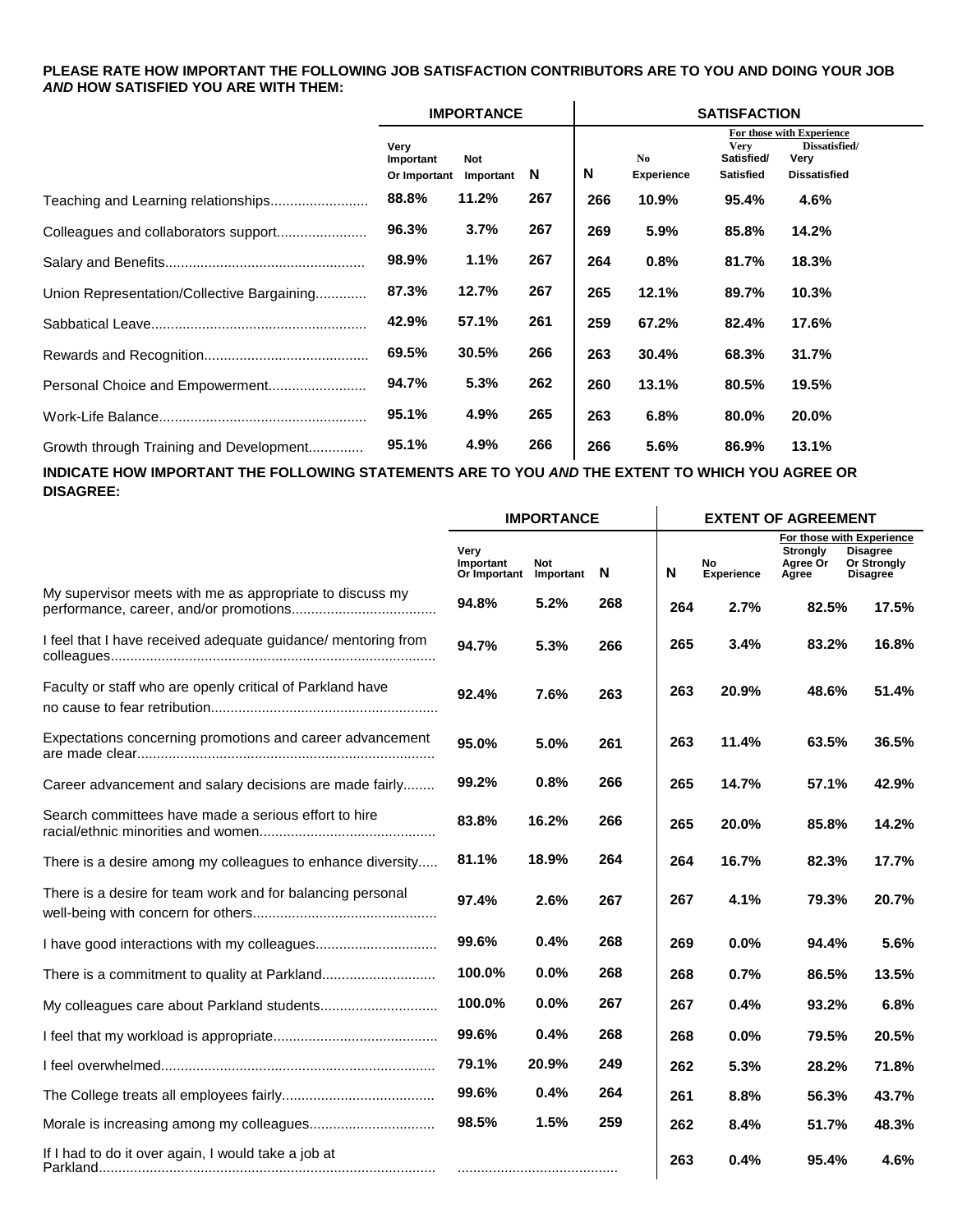**PLEASE RATE HOW IMPORTANT THE FOLLOWING JOB SATISFACTION CONTRIBUTORS ARE TO YOU AND DOING YOUR JOB *AND* HOW SATISFIED YOU ARE WITH THEM:**

| | IMPORTANCE | | | SATISFACTION | | For those with Experience | |
|---|---|---|---|---|---|---|---|
| | Very Important Or Important | Not Important | N | N | No Experience | Very Satisfied/ Satisfied | Dissatisfied/ Very Dissatisfied |
| Teaching and Learning relationships | 88.8% | 11.2% | 267 | 266 | 10.9% | 95.4% | 4.6% |
| Colleagues and collaborators support | 96.3% | 3.7% | 267 | 269 | 5.9% | 85.8% | 14.2% |
| Salary and Benefits | 98.9% | 1.1% | 267 | 264 | 0.8% | 81.7% | 18.3% |
| Union Representation/Collective Bargaining | 87.3% | 12.7% | 267 | 265 | 12.1% | 89.7% | 10.3% |
| Sabbatical Leave | 42.9% | 57.1% | 261 | 259 | 67.2% | 82.4% | 17.6% |
| Rewards and Recognition | 69.5% | 30.5% | 266 | 263 | 30.4% | 68.3% | 31.7% |
| Personal Choice and Empowerment | 94.7% | 5.3% | 262 | 260 | 13.1% | 80.5% | 19.5% |
| Work-Life Balance | 95.1% | 4.9% | 265 | 263 | 6.8% | 80.0% | 20.0% |
| Growth through Training and Development | 95.1% | 4.9% | 266 | 266 | 5.6% | 86.9% | 13.1% |

**INDICATE HOW IMPORTANT THE FOLLOWING STATEMENTS ARE TO YOU *AND* THE EXTENT TO WHICH YOU AGREE OR DISAGREE:**

| | IMPORTANCE | | | EXTENT OF AGREEMENT | | For those with Experience | |
|---|---|---|---|---|---|---|---|
| | Very Important Or Important | Not Important | N | N | No Experience | Strongly Agree Or Agree | Disagree Or Strongly Disagree |
| My supervisor meets with me as appropriate to discuss my performance, career, and/or promotions | 94.8% | 5.2% | 268 | 264 | 2.7% | 82.5% | 17.5% |
| I feel that I have received adequate guidance/ mentoring from colleagues | 94.7% | 5.3% | 266 | 265 | 3.4% | 83.2% | 16.8% |
| Faculty or staff who are openly critical of Parkland have no cause to fear retribution | 92.4% | 7.6% | 263 | 263 | 20.9% | 48.6% | 51.4% |
| Expectations concerning promotions and career advancement are made clear | 95.0% | 5.0% | 261 | 263 | 11.4% | 63.5% | 36.5% |
| Career advancement and salary decisions are made fairly | 99.2% | 0.8% | 266 | 265 | 14.7% | 57.1% | 42.9% |
| Search committees have made a serious effort to hire racial/ethnic minorities and women | 83.8% | 16.2% | 266 | 265 | 20.0% | 85.8% | 14.2% |
| There is a desire among my colleagues to enhance diversity | 81.1% | 18.9% | 264 | 264 | 16.7% | 82.3% | 17.7% |
| There is a desire for team work and for balancing personal well-being with concern for others | 97.4% | 2.6% | 267 | 267 | 4.1% | 79.3% | 20.7% |
| I have good interactions with my colleagues | 99.6% | 0.4% | 268 | 269 | 0.0% | 94.4% | 5.6% |
| There is a commitment to quality at Parkland | 100.0% | 0.0% | 268 | 268 | 0.7% | 86.5% | 13.5% |
| My colleagues care about Parkland students | 100.0% | 0.0% | 267 | 267 | 0.4% | 93.2% | 6.8% |
| I feel that my workload is appropriate | 99.6% | 0.4% | 268 | 268 | 0.0% | 79.5% | 20.5% |
| I feel overwhelmed | 79.1% | 20.9% | 249 | 262 | 5.3% | 28.2% | 71.8% |
| The College treats all employees fairly | 99.6% | 0.4% | 264 | 261 | 8.8% | 56.3% | 43.7% |
| Morale is increasing among my colleagues | 98.5% | 1.5% | 259 | 262 | 8.4% | 51.7% | 48.3% |
| If I had to do it over again, I would take a job at Parkland | | | | 263 | 0.4% | 95.4% | 4.6% |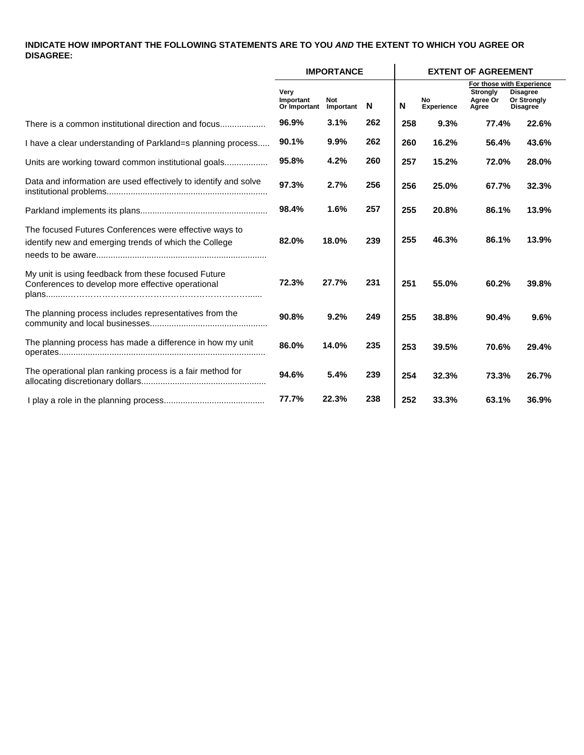**INDICATE HOW IMPORTANT THE FOLLOWING STATEMENTS ARE TO YOU *AND* THE EXTENT TO WHICH YOU AGREE OR DISAGREE:**

| | IMPORTANCE | | | EXTENT OF AGREEMENT | | | |
|---|---|---|---|---|---|---|---|
| | | | | | | For those with Experience | |
| | Very Important Or Important | Not Important | N | N | No Experience | Strongly Agree Or Agree | Disagree Or Strongly Disagree |
| There is a common institutional direction and focus.................. | **96.9%** | **3.1%** | **262** | **258** | **9.3%** | **77.4%** | **22.6%** |
| I have a clear understanding of Parkland=s planning process..... | **90.1%** | **9.9%** | **262** | **260** | **16.2%** | **56.4%** | **43.6%** |
| Units are working toward common institutional goals................. | **95.8%** | **4.2%** | **260** | **257** | **15.2%** | **72.0%** | **28.0%** |
| Data and information are used effectively to identify and solve institutional problems.................................................................. | **97.3%** | **2.7%** | **256** | **256** | **25.0%** | **67.7%** | **32.3%** |
| Parkland implements its plans.................................................... | **98.4%** | **1.6%** | **257** | **255** | **20.8%** | **86.1%** | **13.9%** |
| The focused Futures Conferences were effective ways to identify new and emerging trends of which the College needs to be aware...................................................................... | **82.0%** | **18.0%** | **239** | **255** | **46.3%** | **86.1%** | **13.9%** |
| My unit is using feedback from these focused Future Conferences to develop more effective operational plans........………………………………………………………...... | **72.3%** | **27.7%** | **231** | **251** | **55.0%** | **60.2%** | **39.8%** |
| The planning process includes representatives from the community and local businesses................................................ | **90.8%** | **9.2%** | **249** | **255** | **38.8%** | **90.4%** | **9.6%** |
| The planning process has made a difference in how my unit operates..................................................................................... | **86.0%** | **14.0%** | **235** | **253** | **39.5%** | **70.6%** | **29.4%** |
| The operational plan ranking process is a fair method for allocating discretionary dollars................................................... | **94.6%** | **5.4%** | **239** | **254** | **32.3%** | **73.3%** | **26.7%** |
| I play a role in the planning process.......................................... | **77.7%** | **22.3%** | **238** | **252** | **33.3%** | **63.1%** | **36.9%** |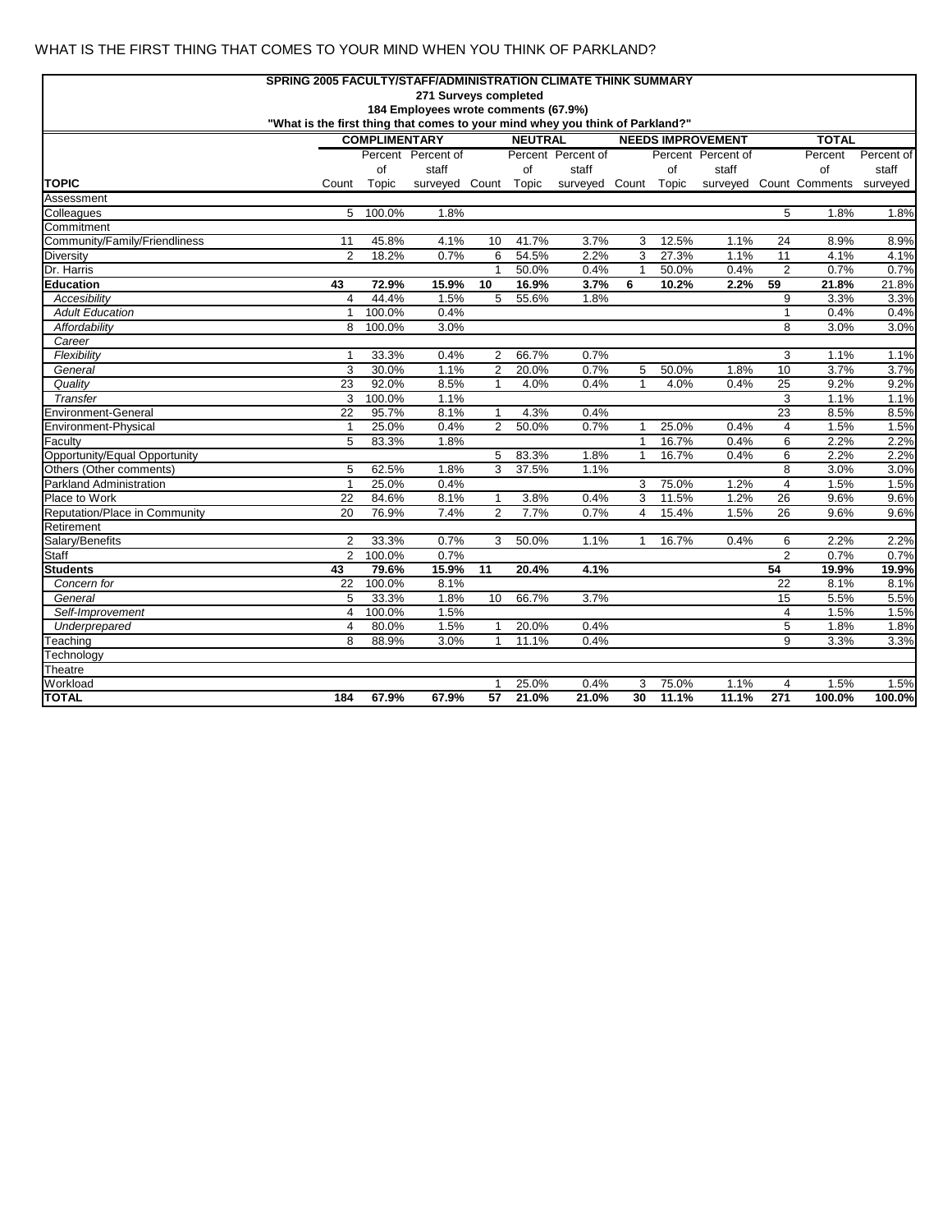WHAT IS THE FIRST THING THAT COMES TO YOUR MIND WHEN YOU THINK OF PARKLAND?

**SPRING 2005 FACULTY/STAFF/ADMINISTRATION CLIMATE THINK SUMMARY**
**271 Surveys completed**
**184 Employees wrote comments (67.9%)**
**"What is the first thing that comes to your mind whey you think of Parkland?"**

| | COMPLIMENTARY | | | NEUTRAL | | | NEEDS IMPROVEMENT | | | TOTAL | | |
|---|---|---|---|---|---|---|---|---|---|---|---|---|
| **TOPIC** | Count | Percent of Topic | Percent of staff surveyed | Count | Percent of Topic | Percent of staff surveyed | Count | Percent of Topic | Percent of staff surveyed | Count | Percent of Comments | Percent of staff surveyed |
| Assessment | | | | | | | | | | | | |
| Colleagues | 5 | 100.0% | 1.8% | | | | | | | 5 | 1.8% | 1.8% |
| Commitment | | | | | | | | | | | | |
| Community/Family/Friendliness | 11 | 45.8% | 4.1% | 10 | 41.7% | 3.7% | 3 | 12.5% | 1.1% | 24 | 8.9% | 8.9% |
| Diversity | 2 | 18.2% | 0.7% | 6 | 54.5% | 2.2% | 3 | 27.3% | 1.1% | 11 | 4.1% | 4.1% |
| Dr. Harris | | | | 1 | 50.0% | 0.4% | 1 | 50.0% | 0.4% | 2 | 0.7% | 0.7% |
| **Education** | **43** | **72.9%** | **15.9%** | **10** | **16.9%** | **3.7%** | **6** | **10.2%** | **2.2%** | **59** | **21.8%** | **21.8%** |
| *Accesibility* | 4 | 44.4% | 1.5% | 5 | 55.6% | 1.8% | | | | 9 | 3.3% | 3.3% |
| *Adult Education* | 1 | 100.0% | 0.4% | | | | | | | 1 | 0.4% | 0.4% |
| *Affordability* | 8 | 100.0% | 3.0% | | | | | | | 8 | 3.0% | 3.0% |
| *Career* | | | | | | | | | | | | |
| *Flexibility* | 1 | 33.3% | 0.4% | 2 | 66.7% | 0.7% | | | | 3 | 1.1% | 1.1% |
| *General* | 3 | 30.0% | 1.1% | 2 | 20.0% | 0.7% | 5 | 50.0% | 1.8% | 10 | 3.7% | 3.7% |
| *Quality* | 23 | 92.0% | 8.5% | 1 | 4.0% | 0.4% | 1 | 4.0% | 0.4% | 25 | 9.2% | 9.2% |
| *Transfer* | 3 | 100.0% | 1.1% | | | | | | | 3 | 1.1% | 1.1% |
| Environment-General | 22 | 95.7% | 8.1% | 1 | 4.3% | 0.4% | | | | 23 | 8.5% | 8.5% |
| Environment-Physical | 1 | 25.0% | 0.4% | 2 | 50.0% | 0.7% | 1 | 25.0% | 0.4% | 4 | 1.5% | 1.5% |
| Faculty | 5 | 83.3% | 1.8% | | | | 1 | 16.7% | 0.4% | 6 | 2.2% | 2.2% |
| Opportunity/Equal Opportunity | | | | 5 | 83.3% | 1.8% | 1 | 16.7% | 0.4% | 6 | 2.2% | 2.2% |
| Others (Other comments) | 5 | 62.5% | 1.8% | 3 | 37.5% | 1.1% | | | | 8 | 3.0% | 3.0% |
| Parkland Administration | 1 | 25.0% | 0.4% | | | | 3 | 75.0% | 1.2% | 4 | 1.5% | 1.5% |
| Place to Work | 22 | 84.6% | 8.1% | 1 | 3.8% | 0.4% | 3 | 11.5% | 1.2% | 26 | 9.6% | 9.6% |
| Reputation/Place in Community | 20 | 76.9% | 7.4% | 2 | 7.7% | 0.7% | 4 | 15.4% | 1.5% | 26 | 9.6% | 9.6% |
| Retirement | | | | | | | | | | | | |
| Salary/Benefits | 2 | 33.3% | 0.7% | 3 | 50.0% | 1.1% | 1 | 16.7% | 0.4% | 6 | 2.2% | 2.2% |
| Staff | 2 | 100.0% | 0.7% | | | | | | | 2 | 0.7% | 0.7% |
| **Students** | **43** | **79.6%** | **15.9%** | **11** | **20.4%** | **4.1%** | | | | **54** | **19.9%** | **19.9%** |
| *Concern for* | 22 | 100.0% | 8.1% | | | | | | | 22 | 8.1% | 8.1% |
| *General* | 5 | 33.3% | 1.8% | 10 | 66.7% | 3.7% | | | | 15 | 5.5% | 5.5% |
| *Self-Improvement* | 4 | 100.0% | 1.5% | | | | | | | 4 | 1.5% | 1.5% |
| *Underprepared* | 4 | 80.0% | 1.5% | 1 | 20.0% | 0.4% | | | | 5 | 1.8% | 1.8% |
| Teaching | 8 | 88.9% | 3.0% | 1 | 11.1% | 0.4% | | | | 9 | 3.3% | 3.3% |
| Technology | | | | | | | | | | | | |
| Theatre | | | | | | | | | | | | |
| Workload | | | | 1 | 25.0% | 0.4% | 3 | 75.0% | 1.1% | 4 | 1.5% | 1.5% |
| **TOTAL** | **184** | **67.9%** | **67.9%** | **57** | **21.0%** | **21.0%** | **30** | **11.1%** | **11.1%** | **271** | **100.0%** | **100.0%** |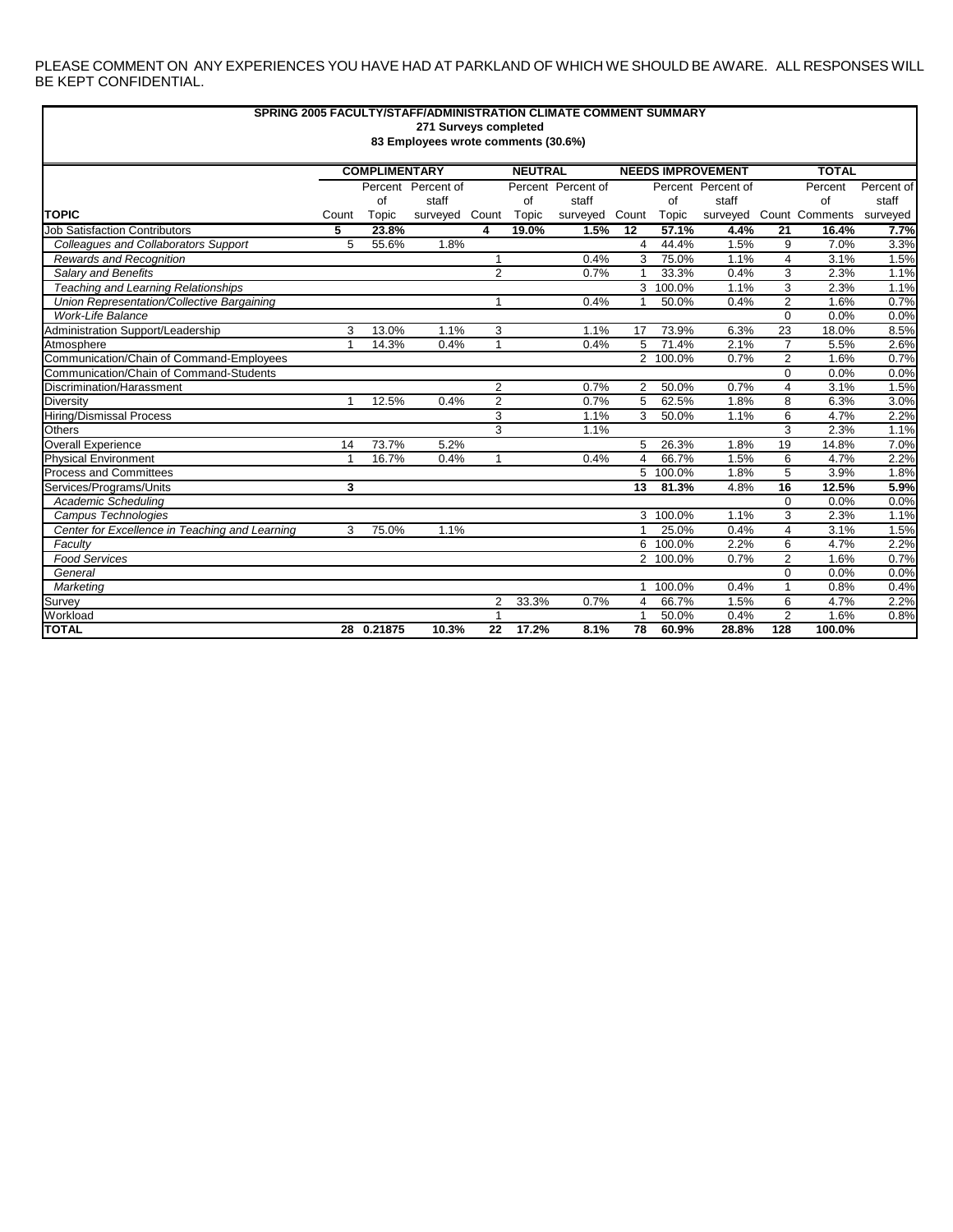PLEASE COMMENT ON ANY EXPERIENCES YOU HAVE HAD AT PARKLAND OF WHICH WE SHOULD BE AWARE. ALL RESPONSES WILL BE KEPT CONFIDENTIAL.

**SPRING 2005 FACULTY/STAFF/ADMINISTRATION CLIMATE COMMENT SUMMARY**
**271 Surveys completed**
**83 Employees wrote comments (30.6%)**

| | COMPLIMENTARY | | | NEUTRAL | | | NEEDS IMPROVEMENT | | | TOTAL | | |
|---|---|---|---|---|---|---|---|---|---|---|---|---|
| **TOPIC** | Count | Percent of Topic | Percent of staff surveyed | Count | Percent of Topic | Percent of staff surveyed | Count | Percent of Topic | Percent of staff surveyed | Count | Percent of Comments | Percent of staff surveyed |
| Job Satisfaction Contributors | **5** | **23.8%** | | **4** | **19.0%** | **1.5%** | **12** | **57.1%** | **4.4%** | **21** | **16.4%** | **7.7%** |
| *Colleagues and Collaborators Support* | 5 | 55.6% | 1.8% | | | | 4 | 44.4% | 1.5% | 9 | 7.0% | 3.3% |
| *Rewards and Recognition* | | | | 1 | | 0.4% | 3 | 75.0% | 1.1% | 4 | 3.1% | 1.5% |
| *Salary and Benefits* | | | | 2 | | 0.7% | 1 | 33.3% | 0.4% | 3 | 2.3% | 1.1% |
| *Teaching and Learning Relationships* | | | | | | | 3 | 100.0% | 1.1% | 3 | 2.3% | 1.1% |
| *Union Representation/Collective Bargaining* | | | | 1 | | 0.4% | 1 | 50.0% | 0.4% | 2 | 1.6% | 0.7% |
| *Work-Life Balance* | | | | | | | | | | 0 | 0.0% | 0.0% |
| Administration Support/Leadership | 3 | 13.0% | 1.1% | 3 | | 1.1% | 17 | 73.9% | 6.3% | 23 | 18.0% | 8.5% |
| Atmosphere | 1 | 14.3% | 0.4% | 1 | | 0.4% | 5 | 71.4% | 2.1% | 7 | 5.5% | 2.6% |
| Communication/Chain of Command-Employees | | | | | | | 2 | 100.0% | 0.7% | 2 | 1.6% | 0.7% |
| Communication/Chain of Command-Students | | | | | | | | | | 0 | 0.0% | 0.0% |
| Discrimination/Harassment | | | | 2 | | 0.7% | 2 | 50.0% | 0.7% | 4 | 3.1% | 1.5% |
| Diversity | 1 | 12.5% | 0.4% | 2 | | 0.7% | 5 | 62.5% | 1.8% | 8 | 6.3% | 3.0% |
| Hiring/Dismissal Process | | | | 3 | | 1.1% | 3 | 50.0% | 1.1% | 6 | 4.7% | 2.2% |
| Others | | | | 3 | | 1.1% | | | | 3 | 2.3% | 1.1% |
| Overall Experience | 14 | 73.7% | 5.2% | | | | 5 | 26.3% | 1.8% | 19 | 14.8% | 7.0% |
| Physical Environment | 1 | 16.7% | 0.4% | 1 | | 0.4% | 4 | 66.7% | 1.5% | 6 | 4.7% | 2.2% |
| Process and Committees | | | | | | | 5 | 100.0% | 1.8% | 5 | 3.9% | 1.8% |
| Services/Programs/Units | **3** | | | | | | **13** | **81.3%** | **4.8%** | **16** | **12.5%** | **5.9%** |
| *Academic Scheduling* | | | | | | | | | | 0 | 0.0% | 0.0% |
| *Campus Technologies* | | | | | | | 3 | 100.0% | 1.1% | 3 | 2.3% | 1.1% |
| *Center for Excellence in Teaching and Learning* | 3 | 75.0% | 1.1% | | | | 1 | 25.0% | 0.4% | 4 | 3.1% | 1.5% |
| *Faculty* | | | | | | | 6 | 100.0% | 2.2% | 6 | 4.7% | 2.2% |
| *Food Services* | | | | | | | 2 | 100.0% | 0.7% | 2 | 1.6% | 0.7% |
| *General* | | | | | | | | | | 0 | 0.0% | 0.0% |
| *Marketing* | | | | | | | 1 | 100.0% | 0.4% | 1 | 0.8% | 0.4% |
| Survey | | | | 2 | 33.3% | 0.7% | 4 | 66.7% | 1.5% | 6 | 4.7% | 2.2% |
| Workload | | | | 1 | | | 1 | 50.0% | 0.4% | 2 | 1.6% | 0.8% |
| **TOTAL** | **28** | **0.21875** | **10.3%** | **22** | **17.2%** | **8.1%** | **78** | **60.9%** | **28.8%** | **128** | **100.0%** | |